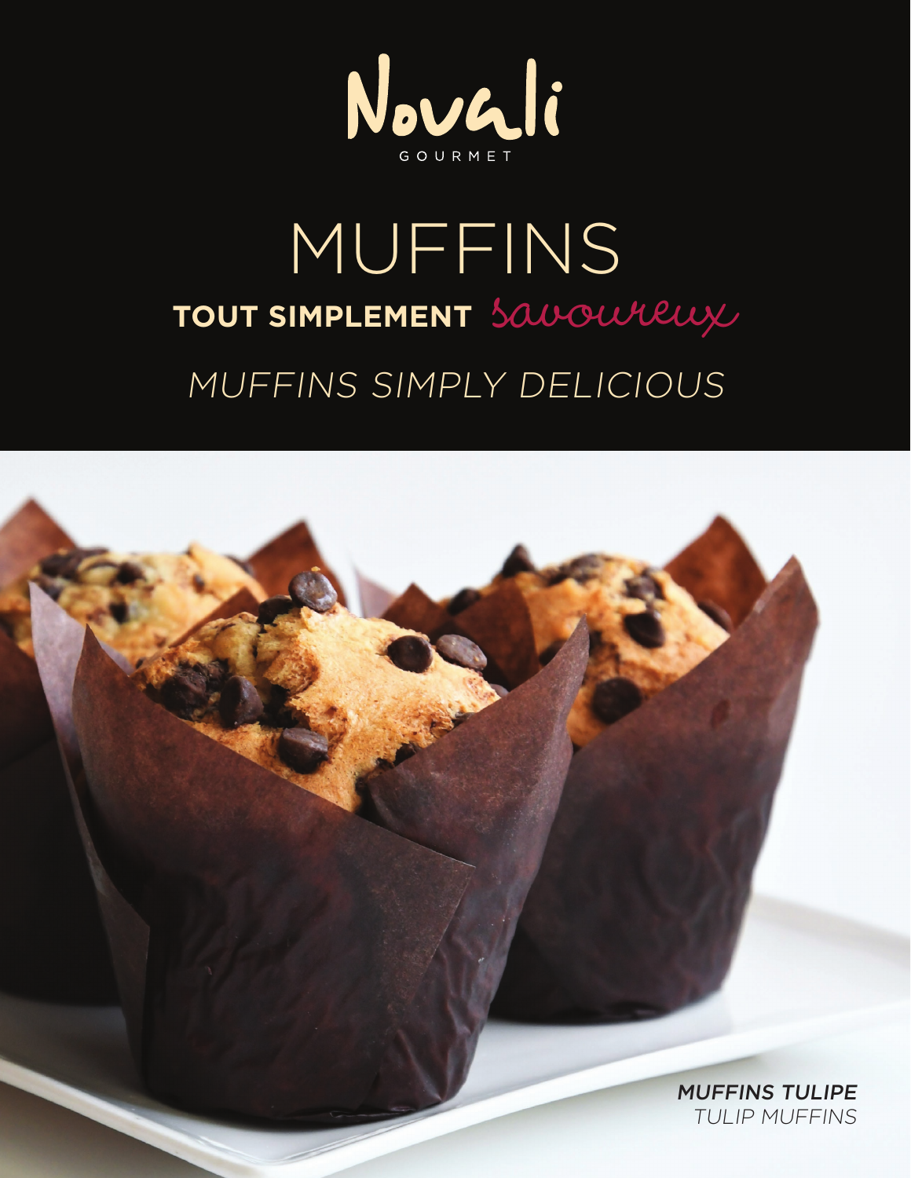Novali

GOURMET

# MUFFINS

**TOUT SIMPLEMENT** *savoureux*

*MUFFINS SIMPLY DELICIOUS*

***MUFFINS TULIPE***

*TULIP MUFFINS*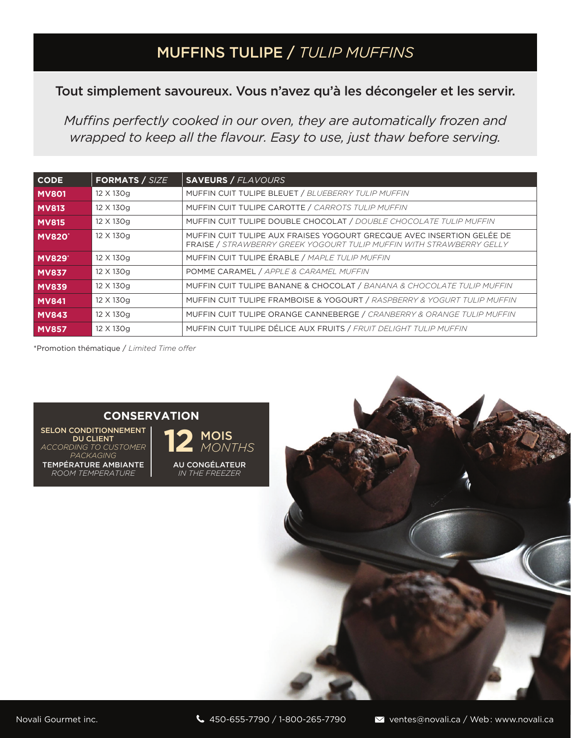# MUFFINS TULIPE / *TULIP MUFFINS*

**Tout simplement savoureux. Vous n'avez qu'à les décongeler et les servir.**

*Muffins perfectly cooked in our oven, they are automatically frozen and wrapped to keep all the flavour. Easy to use, just thaw before serving.*

| CODE | FORMATS / *SIZE* | SAVEURS / *FLAVOURS* |
|---|---|---|
| **MV801** | 12 X 130g | MUFFIN CUIT TULIPE BLEUET / *BLUEBERRY TULIP MUFFIN* |
| **MV813** | 12 X 130g | MUFFIN CUIT TULIPE CAROTTE / *CARROTS TULIP MUFFIN* |
| **MV815** | 12 X 130g | MUFFIN CUIT TULIPE DOUBLE CHOCOLAT / *DOUBLE CHOCOLATE TULIP MUFFIN* |
| **MV820*** | 12 X 130g | MUFFIN CUIT TULIPE AUX FRAISES YOGOURT GRECQUE AVEC INSERTION GELÉE DE FRAISE / *STRAWBERRY GREEK YOGOURT TULIP MUFFIN WITH STRAWBERRY GELLY* |
| **MV829*** | 12 X 130g | MUFFIN CUIT TULIPE ÉRABLE / *MAPLE TULIP MUFFIN* |
| **MV837** | 12 X 130g | POMME CARAMEL / *APPLE & CARAMEL MUFFIN* |
| **MV839** | 12 X 130g | MUFFIN CUIT TULIPE BANANE & CHOCOLAT / *BANANA & CHOCOLATE TULIP MUFFIN* |
| **MV841** | 12 X 130g | MUFFIN CUIT TULIPE FRAMBOISE & YOGOURT / *RASPBERRY & YOGURT TULIP MUFFIN* |
| **MV843** | 12 X 130g | MUFFIN CUIT TULIPE ORANGE CANNEBERGE / *CRANBERRY & ORANGE TULIP MUFFIN* |
| **MV857** | 12 X 130g | MUFFIN CUIT TULIPE DÉLICE AUX FRUITS / *FRUIT DELIGHT TULIP MUFFIN* |

*Promotion thématique / *Limited Time offer*

## CONSERVATION

SELON CONDITIONNEMENT DU CLIENT
*ACCORDING TO CUSTOMER PACKAGING*
TEMPÉRATURE AMBIANTE
*ROOM TEMPERATURE*

**12** MOIS *MONTHS*
AU CONGÉLATEUR
*IN THE FREEZER*

Novali Gourmet inc. — 450-655-7790 / 1-800-265-7790 — ventes@novali.ca / Web: www.novali.ca